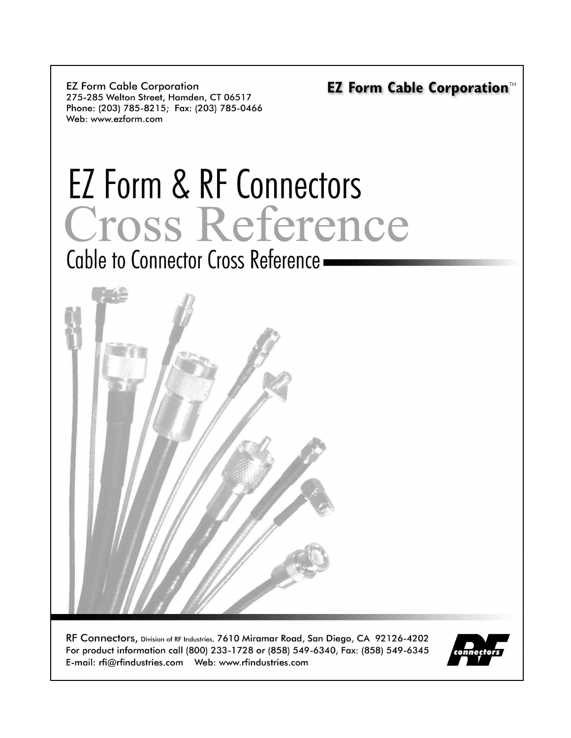EZ Form Cable Corporation
275-285 Welton Street, Hamden, CT 06517
Phone: (203) 785-8215; Fax: (203) 785-0466
Web: www.ezform.com

**EZ Form Cable Corporation**™

# EZ Form & RF Connectors Cross Reference

## Cable to Connector Cross Reference

RF Connectors, Division of RF Industries, 7610 Miramar Road, San Diego, CA 92126-4202
For product information call (800) 233-1728 or (858) 549-6340, Fax: (858) 549-6345
E-mail: rfi@rfindustries.com Web: www.rfindustries.com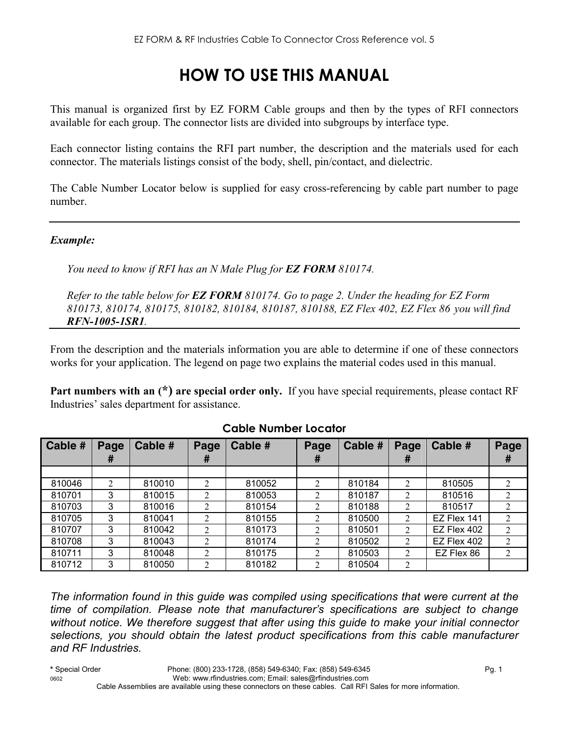# HOW TO USE THIS MANUAL

This manual is organized first by EZ FORM Cable groups and then by the types of RFI connectors available for each group. The connector lists are divided into subgroups by interface type.

Each connector listing contains the RFI part number, the description and the materials used for each connector. The materials listings consist of the body, shell, pin/contact, and dielectric.

The Cable Number Locator below is supplied for easy cross-referencing by cable part number to page number.

---

***Example:***

*You need to know if RFI has an N Male Plug for **EZ FORM** 810174.*

*Refer to the table below for **EZ FORM** 810174. Go to page 2. Under the heading for EZ Form 810173, 810174, 810175, 810182, 810184, 810187, 810188, EZ Flex 402, EZ Flex 86 you will find **RFN-1005-1SR1**.*

---

From the description and the materials information you are able to determine if one of these connectors works for your application. The legend on page two explains the material codes used in this manual.

**Part numbers with an (*) are special order only.** If you have special requirements, please contact RF Industries' sales department for assistance.

### Cable Number Locator

| Cable # | Page # | Cable # | Page # | Cable # | Page # | Cable # | Page # | Cable # | Page # |
|---|---|---|---|---|---|---|---|---|---|
| | | | | | | | | | |
| 810046 | 2 | 810010 | 2 | 810052 | 2 | 810184 | 2 | 810505 | 2 |
| 810701 | 3 | 810015 | 2 | 810053 | 2 | 810187 | 2 | 810516 | 2 |
| 810703 | 3 | 810016 | 2 | 810154 | 2 | 810188 | 2 | 810517 | 2 |
| 810705 | 3 | 810041 | 2 | 810155 | 2 | 810500 | 2 | EZ Flex 141 | 2 |
| 810707 | 3 | 810042 | 2 | 810173 | 2 | 810501 | 2 | EZ Flex 402 | 2 |
| 810708 | 3 | 810043 | 2 | 810174 | 2 | 810502 | 2 | EZ Flex 402 | 2 |
| 810711 | 3 | 810048 | 2 | 810175 | 2 | 810503 | 2 | EZ Flex 86 | 2 |
| 810712 | 3 | 810050 | 2 | 810182 | 2 | 810504 | 2 | | |

*The information found in this guide was compiled using specifications that were current at the time of compilation. Please note that manufacturer's specifications are subject to change without notice. We therefore suggest that after using this guide to make your initial connector selections, you should obtain the latest product specifications from this cable manufacturer and RF Industries.*

**\*** Special Order Phone: (800) 233-1728, (858) 549-6340; Fax: (858) 549-6345

0602 Web: www.rfindustries.com; Email: sales@rfindustries.com

Cable Assemblies are available using these connectors on these cables. Call RFI Sales for more information.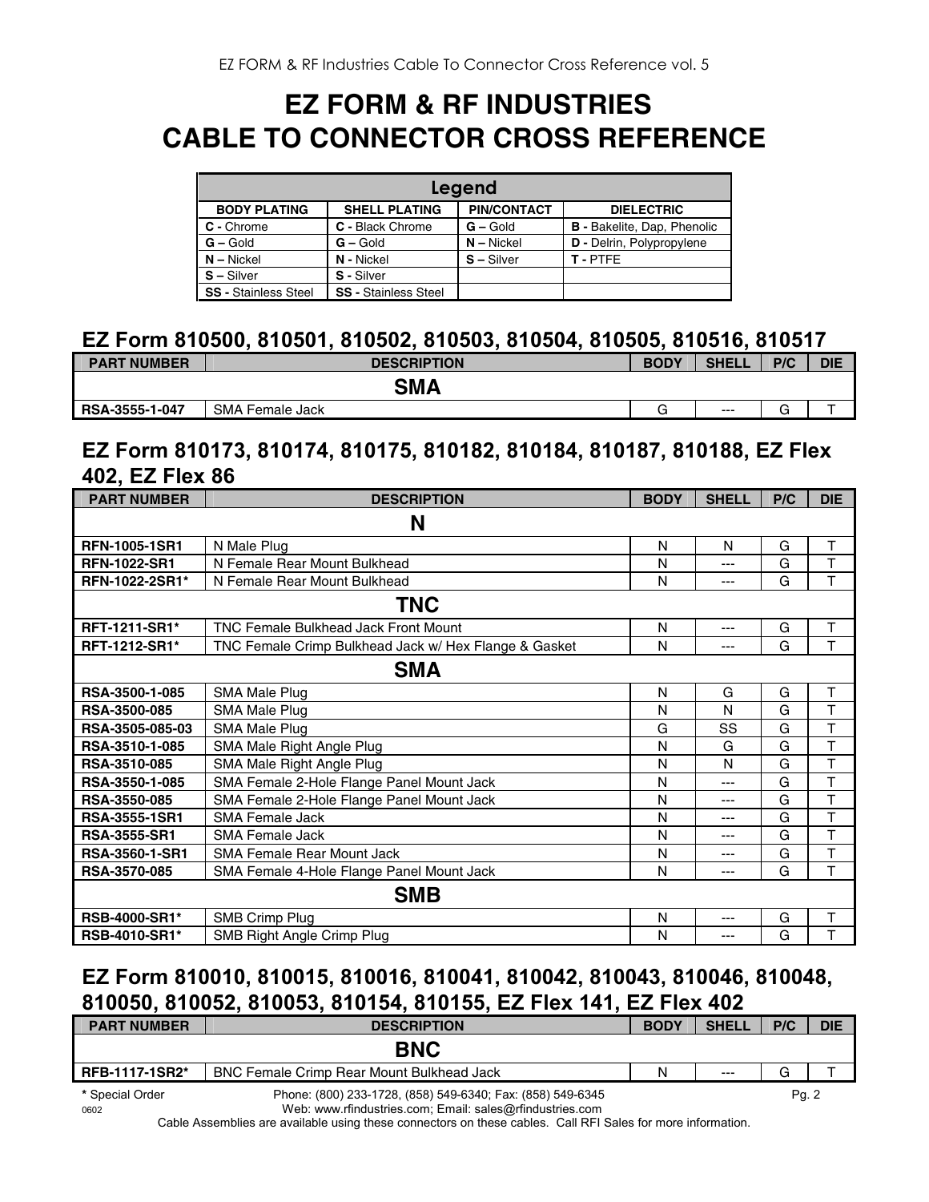# EZ FORM & RF INDUSTRIES CABLE TO CONNECTOR CROSS REFERENCE

| Legend | | | |
|---|---|---|---|
| **BODY PLATING** | **SHELL PLATING** | **PIN/CONTACT** | **DIELECTRIC** |
| **C -** Chrome | **C -** Black Chrome | **G –** Gold | **B -** Bakelite, Dap, Phenolic |
| **G –** Gold | **G –** Gold | **N –** Nickel | **D -** Delrin, Polypropylene |
| **N –** Nickel | **N -** Nickel | **S –** Silver | **T -** PTFE |
| **S –** Silver | **S -** Silver | | |
| **SS -** Stainless Steel | **SS -** Stainless Steel | | |

## EZ Form 810500, 810501, 810502, 810503, 810504, 810505, 810516, 810517

| PART NUMBER | DESCRIPTION | BODY | SHELL | P/C | DIE |
|---|---|---|---|---|---|
| | **SMA** | | | | |
| **RSA-3555-1-047** | SMA Female Jack | G | --- | G | T |

## EZ Form 810173, 810174, 810175, 810182, 810184, 810187, 810188, EZ Flex 402, EZ Flex 86

| PART NUMBER | DESCRIPTION | BODY | SHELL | P/C | DIE |
|---|---|---|---|---|---|
| | **N** | | | | |
| **RFN-1005-1SR1** | N Male Plug | N | N | G | T |
| **RFN-1022-SR1** | N Female Rear Mount Bulkhead | N | --- | G | T |
| **RFN-1022-2SR1*** | N Female Rear Mount Bulkhead | N | --- | G | T |
| | **TNC** | | | | |
| **RFT-1211-SR1*** | TNC Female Bulkhead Jack Front Mount | N | --- | G | T |
| **RFT-1212-SR1*** | TNC Female Crimp Bulkhead Jack w/ Hex Flange & Gasket | N | --- | G | T |
| | **SMA** | | | | |
| **RSA-3500-1-085** | SMA Male Plug | N | G | G | T |
| **RSA-3500-085** | SMA Male Plug | N | N | G | T |
| **RSA-3505-085-03** | SMA Male Plug | G | SS | G | T |
| **RSA-3510-1-085** | SMA Male Right Angle Plug | N | G | G | T |
| **RSA-3510-085** | SMA Male Right Angle Plug | N | N | G | T |
| **RSA-3550-1-085** | SMA Female 2-Hole Flange Panel Mount Jack | N | --- | G | T |
| **RSA-3550-085** | SMA Female 2-Hole Flange Panel Mount Jack | N | --- | G | T |
| **RSA-3555-1SR1** | SMA Female Jack | N | --- | G | T |
| **RSA-3555-SR1** | SMA Female Jack | N | --- | G | T |
| **RSA-3560-1-SR1** | SMA Female Rear Mount Jack | N | --- | G | T |
| **RSA-3570-085** | SMA Female 4-Hole Flange Panel Mount Jack | N | --- | G | T |
| | **SMB** | | | | |
| **RSB-4000-SR1*** | SMB Crimp Plug | N | --- | G | T |
| **RSB-4010-SR1*** | SMB Right Angle Crimp Plug | N | --- | G | T |

## EZ Form 810010, 810015, 810016, 810041, 810042, 810043, 810046, 810048, 810050, 810052, 810053, 810154, 810155, EZ Flex 141, EZ Flex 402

| PART NUMBER | DESCRIPTION | BODY | SHELL | P/C | DIE |
|---|---|---|---|---|---|
| | **BNC** | | | | |
| **RFB-1117-1SR2*** | BNC Female Crimp Rear Mount Bulkhead Jack | N | --- | G | T |

**\*** Special Order

Phone: (800) 233-1728, (858) 549-6340; Fax: (858) 549-6345
Web: www.rfindustries.com; Email: sales@rfindustries.com

0602

Cable Assemblies are available using these connectors on these cables. Call RFI Sales for more information.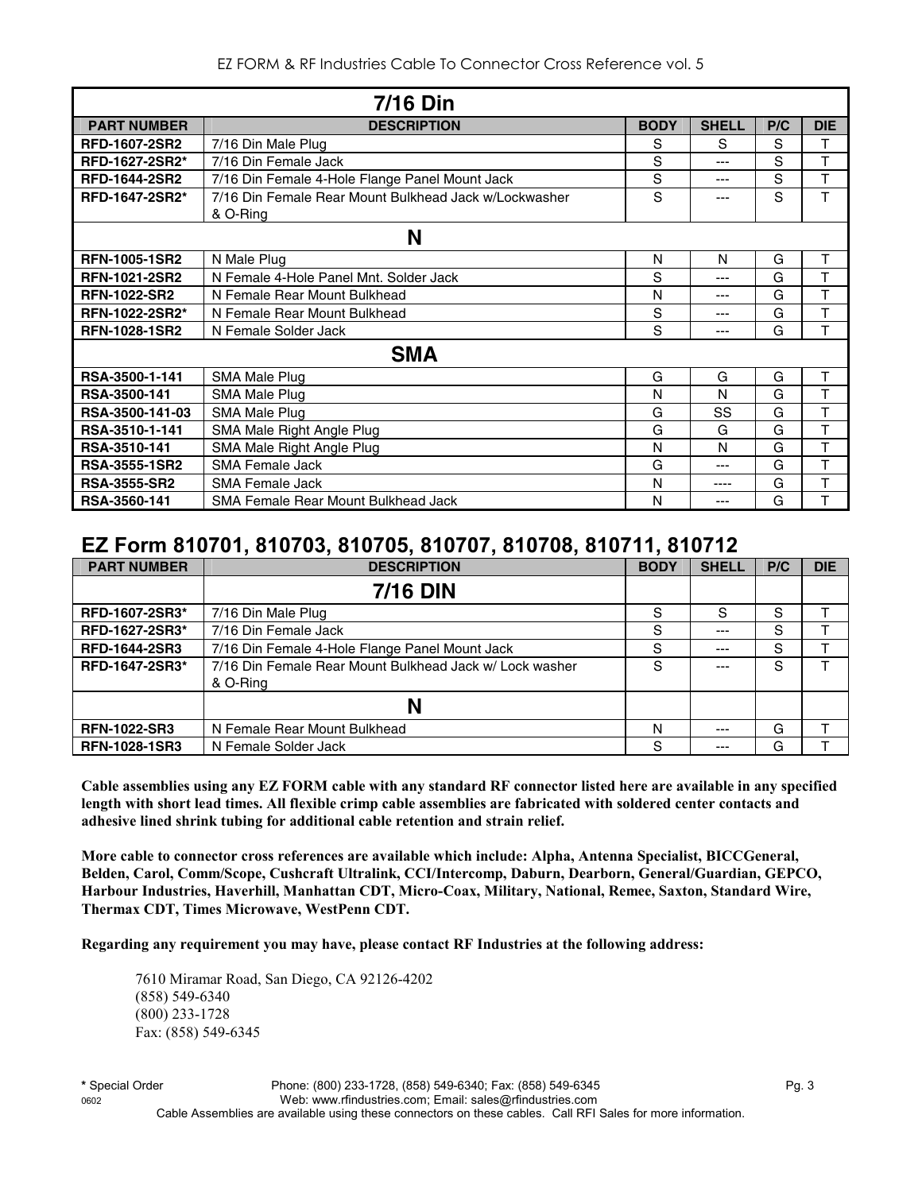| 7/16 Din | | | | | |
|---|---|---|---|---|---|
| **PART NUMBER** | **DESCRIPTION** | **BODY** | **SHELL** | **P/C** | **DIE** |
| **RFD-1607-2SR2** | 7/16 Din Male Plug | S | S | S | T |
| **RFD-1627-2SR2*** | 7/16 Din Female Jack | S | --- | S | T |
| **RFD-1644-2SR2** | 7/16 Din Female 4-Hole Flange Panel Mount Jack | S | --- | S | T |
| **RFD-1647-2SR2*** | 7/16 Din Female Rear Mount Bulkhead Jack w/Lockwasher & O-Ring | S | --- | S | T |
| | **N** | | | | |
| **RFN-1005-1SR2** | N Male Plug | N | N | G | T |
| **RFN-1021-2SR2** | N Female 4-Hole Panel Mnt. Solder Jack | S | --- | G | T |
| **RFN-1022-SR2** | N Female Rear Mount Bulkhead | N | --- | G | T |
| **RFN-1022-2SR2*** | N Female Rear Mount Bulkhead | S | --- | G | T |
| **RFN-1028-1SR2** | N Female Solder Jack | S | --- | G | T |
| | **SMA** | | | | |
| **RSA-3500-1-141** | SMA Male Plug | G | G | G | T |
| **RSA-3500-141** | SMA Male Plug | N | N | G | T |
| **RSA-3500-141-03** | SMA Male Plug | G | SS | G | T |
| **RSA-3510-1-141** | SMA Male Right Angle Plug | G | G | G | T |
| **RSA-3510-141** | SMA Male Right Angle Plug | N | N | G | T |
| **RSA-3555-1SR2** | SMA Female Jack | G | --- | G | T |
| **RSA-3555-SR2** | SMA Female Jack | N | ---- | G | T |
| **RSA-3560-141** | SMA Female Rear Mount Bulkhead Jack | N | --- | G | T |

## EZ Form 810701, 810703, 810705, 810707, 810708, 810711, 810712

| **PART NUMBER** | **DESCRIPTION** | **BODY** | **SHELL** | **P/C** | **DIE** |
|---|---|---|---|---|---|
| | **7/16 DIN** | | | | |
| **RFD-1607-2SR3*** | 7/16 Din Male Plug | S | S | S | T |
| **RFD-1627-2SR3*** | 7/16 Din Female Jack | S | --- | S | T |
| **RFD-1644-2SR3** | 7/16 Din Female 4-Hole Flange Panel Mount Jack | S | --- | S | T |
| **RFD-1647-2SR3*** | 7/16 Din Female Rear Mount Bulkhead Jack w/ Lock washer & O-Ring | S | --- | S | T |
| | **N** | | | | |
| **RFN-1022-SR3** | N Female Rear Mount Bulkhead | N | --- | G | T |
| **RFN-1028-1SR3** | N Female Solder Jack | S | --- | G | T |

**Cable assemblies using any EZ FORM cable with any standard RF connector listed here are available in any specified length with short lead times. All flexible crimp cable assemblies are fabricated with soldered center contacts and adhesive lined shrink tubing for additional cable retention and strain relief.**

**More cable to connector cross references are available which include: Alpha, Antenna Specialist, BICCGeneral, Belden, Carol, Comm/Scope, Cushcraft Ultralink, CCI/Intercomp, Daburn, Dearborn, General/Guardian, GEPCO, Harbour Industries, Haverhill, Manhattan CDT, Micro-Coax, Military, National, Remee, Saxton, Standard Wire, Thermax CDT, Times Microwave, WestPenn CDT.**

**Regarding any requirement you may have, please contact RF Industries at the following address:**

7610 Miramar Road, San Diego, CA 92126-4202
(858) 549-6340
(800) 233-1728
Fax: (858) 549-6345

**\*** Special Order

Cable Assemblies are available using these connectors on these cables. Call RFI Sales for more information.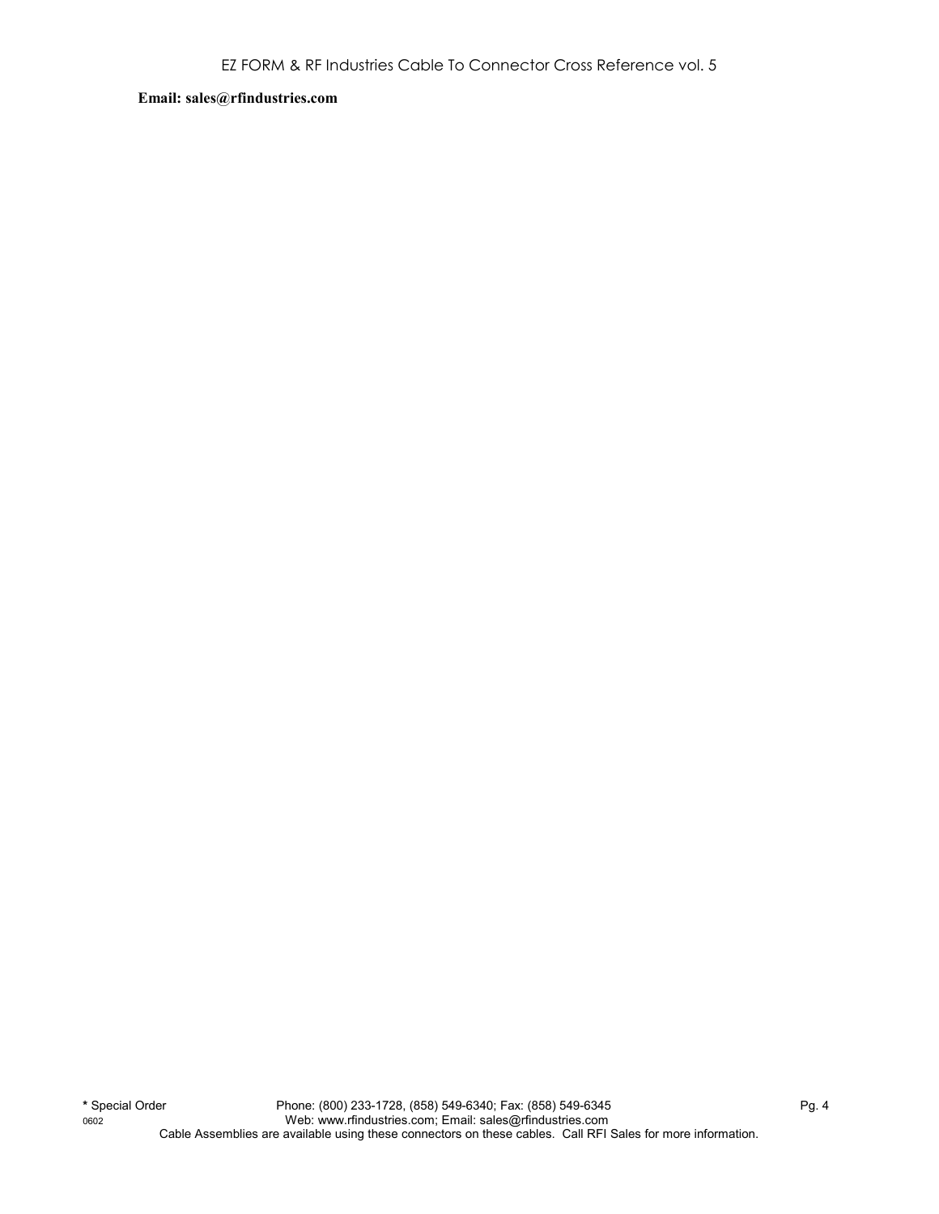**Email: sales@rfindustries.com**